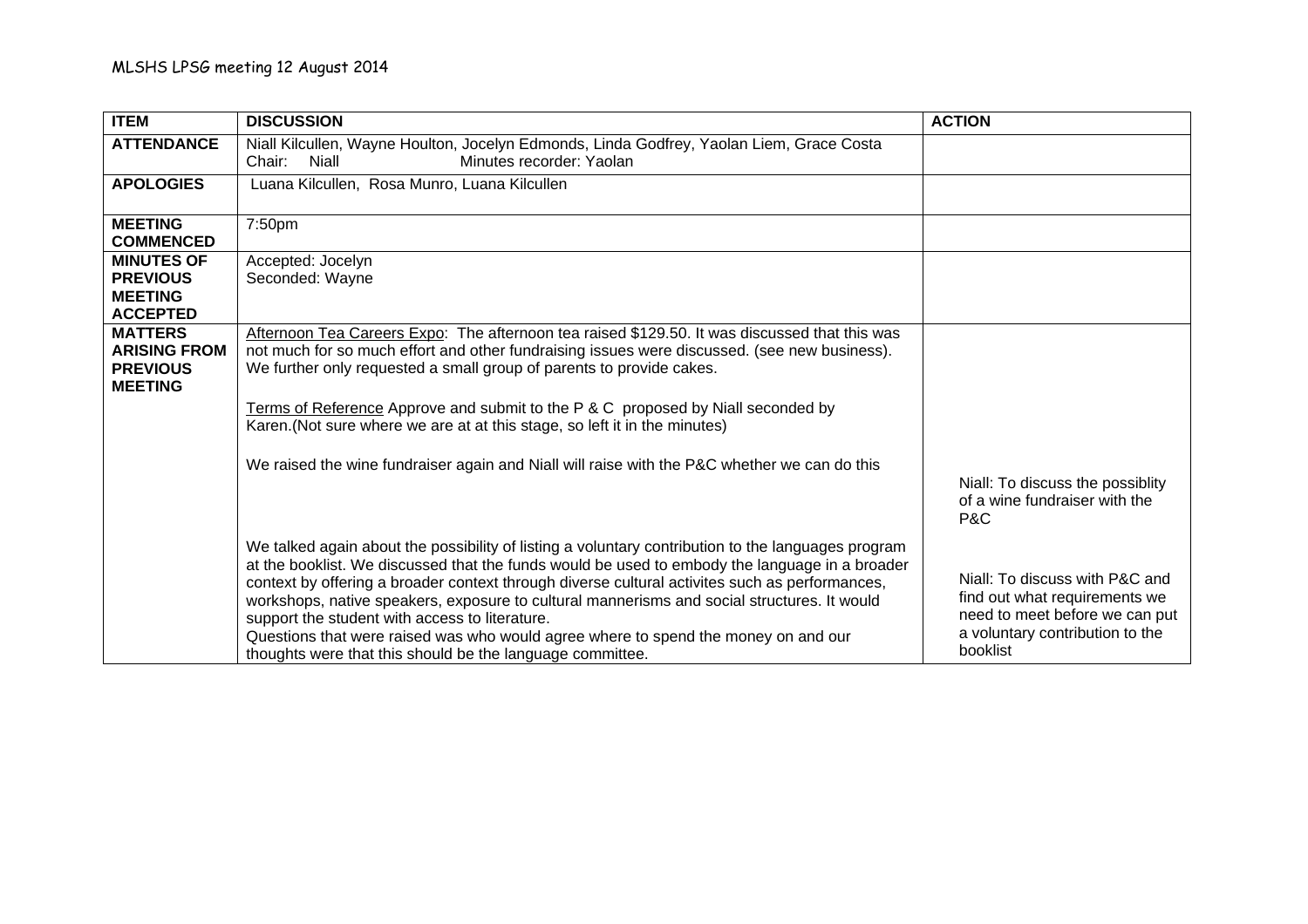MLSHS LPSG meeting 12 August 2014

| ITEM | DISCUSSION | ACTION |
|---|---|---|
| **ATTENDANCE** | Niall Kilcullen, Wayne Houlton, Jocelyn Edmonds, Linda Godfrey, Yaolan Liem, Grace Costa<br>Chair: Niall Minutes recorder: Yaolan | |
| **APOLOGIES** | Luana Kilcullen, Rosa Munro, Luana Kilcullen | |
| **MEETING COMMENCED** | 7:50pm | |
| **MINUTES OF PREVIOUS MEETING ACCEPTED** | Accepted: Jocelyn<br>Seconded: Wayne | |
| **MATTERS ARISING FROM PREVIOUS MEETING** | Afternoon Tea Careers Expo: The afternoon tea raised $129.50. It was discussed that this was not much for so much effort and other fundraising issues were discussed. (see new business). We further only requested a small group of parents to provide cakes.<br><br>Terms of Reference Approve and submit to the P & C proposed by Niall seconded by Karen.(Not sure where we are at at this stage, so left it in the minutes)<br><br>We raised the wine fundraiser again and Niall will raise with the P&C whether we can do this | Niall: To discuss the possiblity of a wine fundraiser with the P&C |
| | We talked again about the possibility of listing a voluntary contribution to the languages program at the booklist. We discussed that the funds would be used to embody the language in a broader context by offering a broader context through diverse cultural activites such as performances, workshops, native speakers, exposure to cultural mannerisms and social structures. It would support the student with access to literature.<br>Questions that were raised was who would agree where to spend the money on and our thoughts were that this should be the language committee. | Niall: To discuss with P&C and find out what requirements we need to meet before we can put a voluntary contribution to the booklist |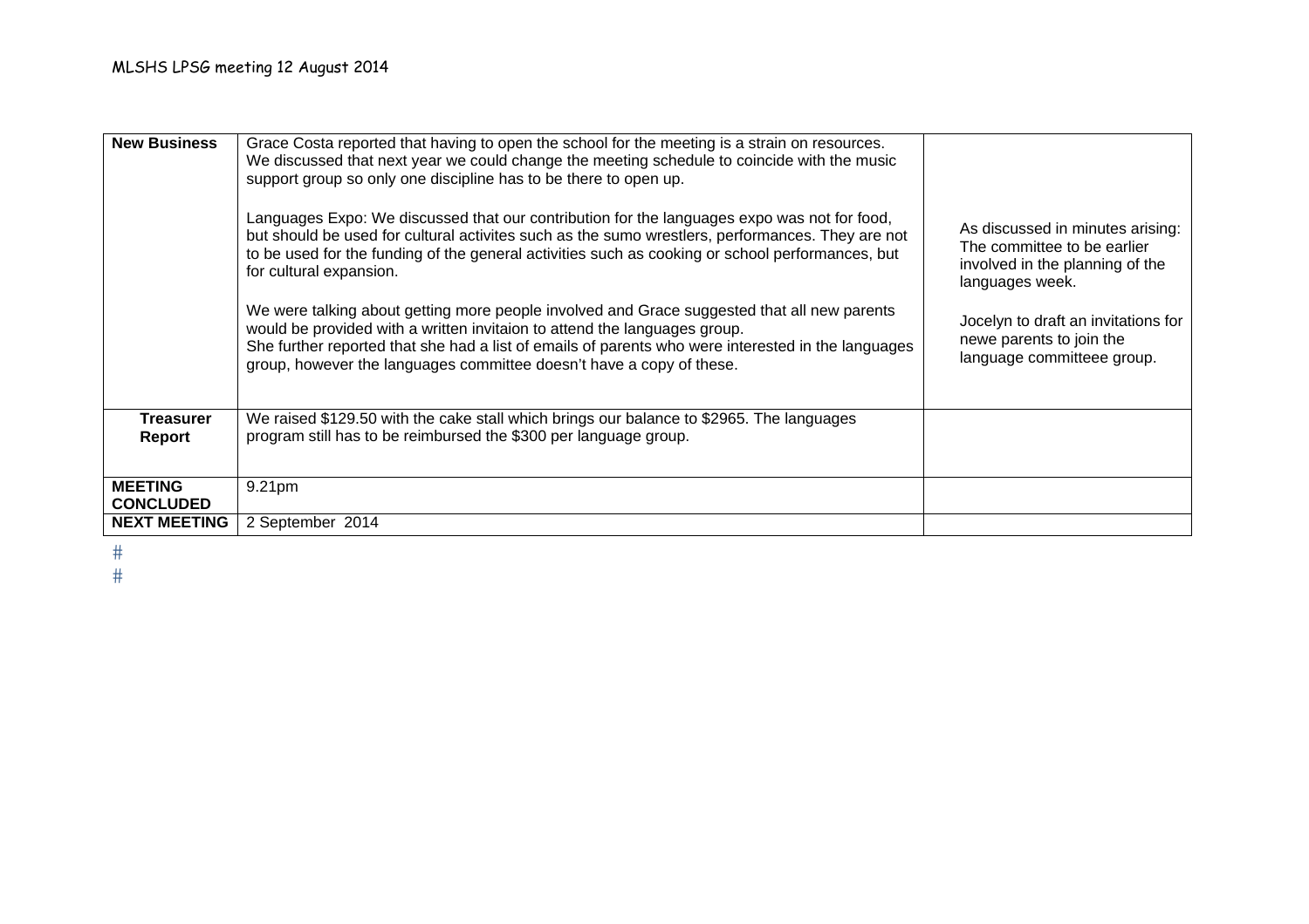| | | |
|---|---|---|
| **New Business** | Grace Costa reported that having to open the school for the meeting is a strain on resources. We discussed that next year we could change the meeting schedule to coincide with the music support group so only one discipline has to be there to open up.<br><br>Languages Expo: We discussed that our contribution for the languages expo was not for food, but should be used for cultural activites such as the sumo wrestlers, performances. They are not to be used for the funding of the general activities such as cooking or school performances, but for cultural expansion.<br><br>We were talking about getting more people involved and Grace suggested that all new parents would be provided with a written invitaion to attend the languages group.<br>She further reported that she had a list of emails of parents who were interested in the languages group, however the languages committee doesn't have a copy of these. | As discussed in minutes arising: The committee to be earlier involved in the planning of the languages week.<br><br>Jocelyn to draft an invitations for newe parents to join the language committeee group. |
| **Treasurer Report** | We raised $129.50 with the cake stall which brings our balance to $2965. The languages program still has to be reimbursed the $300 per language group. | |
| **MEETING CONCLUDED** | 9.21pm | |
| **NEXT MEETING** | 2 September 2014 | |

#
#